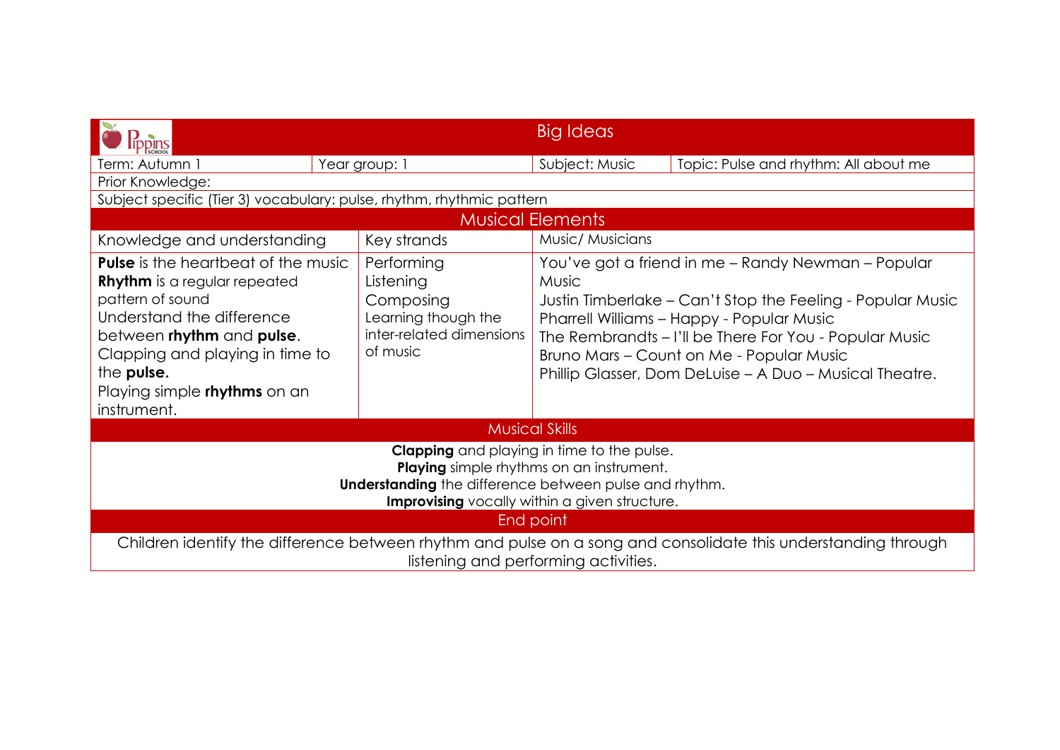# Big Ideas

| Term: Autumn 1 | Year group: 1 | Subject: Music | Topic: Pulse and rhythm: All about me |
|---|---|---|---|

Prior Knowledge:

Subject specific (Tier 3) vocabulary: pulse, rhythm, rhythmic pattern

## Musical Elements

| Knowledge and understanding | Key strands | Music/ Musicians |
|---|---|---|
| **Pulse** is the heartbeat of the music<br>**Rhythm** is a regular repeated pattern of sound<br>Understand the difference between **rhythm** and **pulse**.<br>Clapping and playing in time to the **pulse.**<br>Playing simple **rhythms** on an instrument. | Performing<br>Listening<br>Composing<br>Learning though the inter-related dimensions of music | You've got a friend in me – Randy Newman – Popular Music<br>Justin Timberlake – Can't Stop the Feeling - Popular Music<br>Pharrell Williams – Happy - Popular Music<br>The Rembrandts – I'll be There For You - Popular Music<br>Bruno Mars – Count on Me - Popular Music<br>Phillip Glasser, Dom DeLuise – A Duo – Musical Theatre. |

## Musical Skills

**Clapping** and playing in time to the pulse.
**Playing** simple rhythms on an instrument.
**Understanding** the difference between pulse and rhythm.
**Improvising** vocally within a given structure.

## End point

Children identify the difference between rhythm and pulse on a song and consolidate this understanding through listening and performing activities.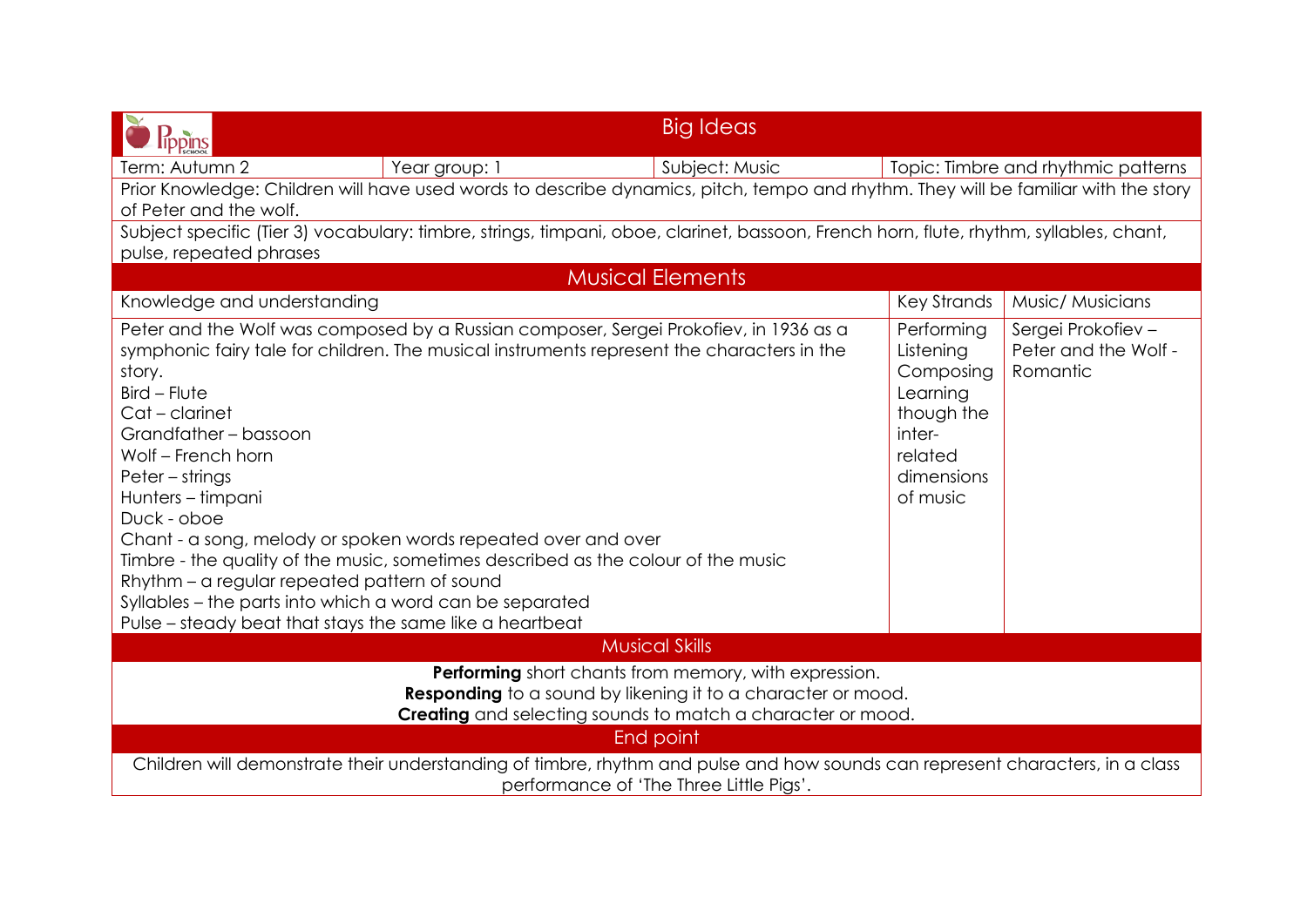# Big Ideas

| Term: Autumn 2 | Year group: 1 | Subject: Music | Topic: Timbre and rhythmic patterns |
|---|---|---|---|

Prior Knowledge: Children will have used words to describe dynamics, pitch, tempo and rhythm. They will be familiar with the story of Peter and the wolf.

Subject specific (Tier 3) vocabulary: timbre, strings, timpani, oboe, clarinet, bassoon, French horn, flute, rhythm, syllables, chant, pulse, repeated phrases

## Musical Elements

| Knowledge and understanding | Key Strands | Music/ Musicians |
|---|---|---|
| Peter and the Wolf was composed by a Russian composer, Sergei Prokofiev, in 1936 as a symphonic fairy tale for children. The musical instruments represent the characters in the story.<br>Bird – Flute<br>Cat – clarinet<br>Grandfather – bassoon<br>Wolf – French horn<br>Peter – strings<br>Hunters – timpani<br>Duck - oboe<br>Chant - a song, melody or spoken words repeated over and over<br>Timbre - the quality of the music, sometimes described as the colour of the music<br>Rhythm – a regular repeated pattern of sound<br>Syllables – the parts into which a word can be separated<br>Pulse – steady beat that stays the same like a heartbeat | Performing<br>Listening<br>Composing<br>Learning though the inter-related dimensions of music | Sergei Prokofiev – Peter and the Wolf - Romantic |

## Musical Skills

**Performing** short chants from memory, with expression.

**Responding** to a sound by likening it to a character or mood.

**Creating** and selecting sounds to match a character or mood.

## End point

Children will demonstrate their understanding of timbre, rhythm and pulse and how sounds can represent characters, in a class performance of 'The Three Little Pigs'.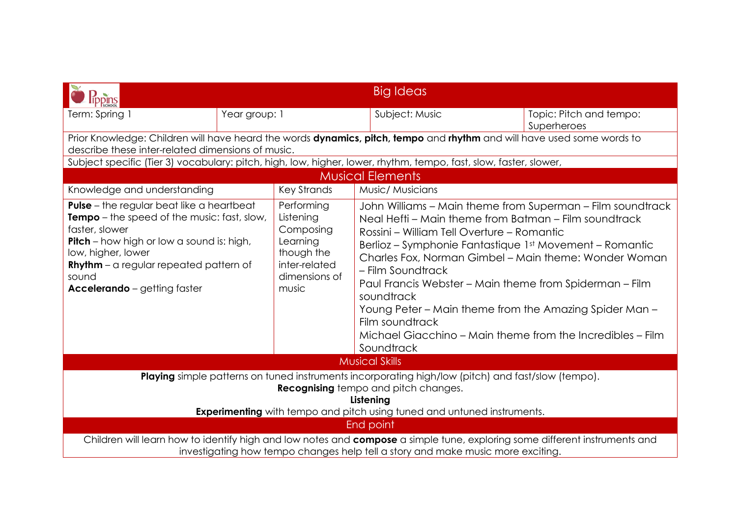| Pippins School | Big Ideas | | |
|---|---|---|---|
| Term: Spring 1 | Year group: 1 | Subject: Music | Topic: Pitch and tempo: Superheroes |

Prior Knowledge: Children will have heard the words **dynamics, pitch, tempo** and **rhythm** and will have used some words to describe these inter-related dimensions of music.

Subject specific (Tier 3) vocabulary: pitch, high, low, higher, lower, rhythm, tempo, fast, slow, faster, slower,

## Musical Elements

| Knowledge and understanding | Key Strands | Music/ Musicians |
|---|---|---|
| **Pulse** – the regular beat like a heartbeat<br>**Tempo** – the speed of the music: fast, slow, faster, slower<br>**Pitch** – how high or low a sound is: high, low, higher, lower<br>**Rhythm** – a regular repeated pattern of sound<br>**Accelerando** – getting faster | Performing<br>Listening<br>Composing<br>Learning though the inter-related dimensions of music | John Williams – Main theme from Superman – Film soundtrack<br>Neal Hefti – Main theme from Batman – Film soundtrack<br>Rossini – William Tell Overture – Romantic<br>Berlioz – Symphonie Fantastique 1st Movement – Romantic<br>Charles Fox, Norman Gimbel – Main theme: Wonder Woman – Film Soundtrack<br>Paul Francis Webster – Main theme from Spiderman – Film soundtrack<br>Young Peter – Main theme from the Amazing Spider Man – Film soundtrack<br>Michael Giacchino – Main theme from the Incredibles – Film Soundtrack |

## Musical Skills

**Playing** simple patterns on tuned instruments incorporating high/low (pitch) and fast/slow (tempo).

**Recognising** tempo and pitch changes.

**Listening**

**Experimenting** with tempo and pitch using tuned and untuned instruments.

## End point

Children will learn how to identify high and low notes and **compose** a simple tune, exploring some different instruments and investigating how tempo changes help tell a story and make music more exciting.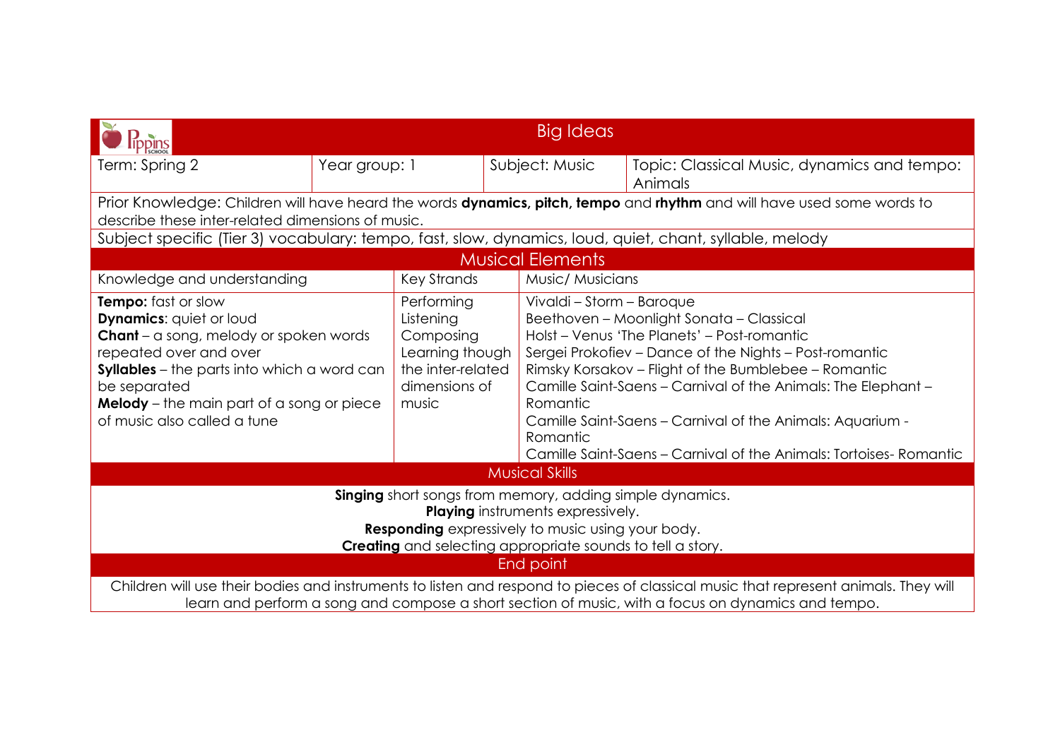# Big Ideas

| Term: Spring 2 | Year group: 1 | Subject: Music | Topic: Classical Music, dynamics and tempo: Animals |
|---|---|---|---|

Prior Knowledge: Children will have heard the words **dynamics, pitch, tempo** and **rhythm** and will have used some words to describe these inter-related dimensions of music.

Subject specific (Tier 3) vocabulary: tempo, fast, slow, dynamics, loud, quiet, chant, syllable, melody

## Musical Elements

| Knowledge and understanding | Key Strands | Music/ Musicians |
|---|---|---|
| **Tempo:** fast or slow<br>**Dynamics**: quiet or loud<br>**Chant** – a song, melody or spoken words repeated over and over<br>**Syllables** – the parts into which a word can be separated<br>**Melody** – the main part of a song or piece of music also called a tune | Performing<br>Listening<br>Composing<br>Learning though the inter-related dimensions of music | Vivaldi – Storm – Baroque<br>Beethoven – Moonlight Sonata – Classical<br>Holst – Venus 'The Planets' – Post-romantic<br>Sergei Prokofiev – Dance of the Nights – Post-romantic<br>Rimsky Korsakov – Flight of the Bumblebee – Romantic<br>Camille Saint-Saens – Carnival of the Animals: The Elephant – Romantic<br>Camille Saint-Saens – Carnival of the Animals: Aquarium - Romantic<br>Camille Saint-Saens – Carnival of the Animals: Tortoises- Romantic |

## Musical Skills

**Singing** short songs from memory, adding simple dynamics.
**Playing** instruments expressively.
**Responding** expressively to music using your body.
**Creating** and selecting appropriate sounds to tell a story.

## End point

Children will use their bodies and instruments to listen and respond to pieces of classical music that represent animals. They will learn and perform a song and compose a short section of music, with a focus on dynamics and tempo.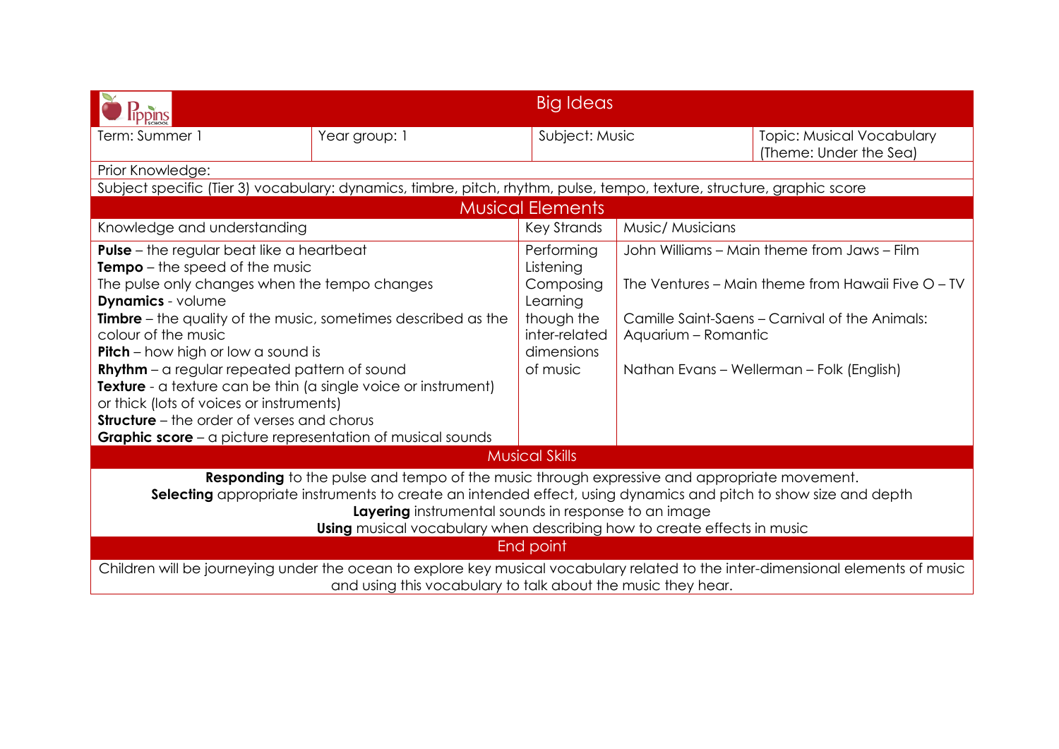| Pippins | Big Ideas | | |
|---|---|---|---|
| Term: Summer 1 | Year group: 1 | Subject: Music | Topic: Musical Vocabulary (Theme: Under the Sea) |

Prior Knowledge:

Subject specific (Tier 3) vocabulary: dynamics, timbre, pitch, rhythm, pulse, tempo, texture, structure, graphic score

## Musical Elements

| Knowledge and understanding | Key Strands | Music/ Musicians |
|---|---|---|
| **Pulse** – the regular beat like a heartbeat<br>**Tempo** – the speed of the music<br>The pulse only changes when the tempo changes<br>**Dynamics** - volume<br>**Timbre** – the quality of the music, sometimes described as the colour of the music<br>**Pitch** – how high or low a sound is<br>**Rhythm** – a regular repeated pattern of sound<br>**Texture** - a texture can be thin (a single voice or instrument) or thick (lots of voices or instruments)<br>**Structure** – the order of verses and chorus<br>**Graphic score** – a picture representation of musical sounds | Performing<br>Listening<br>Composing<br>Learning though the inter-related dimensions of music | John Williams – Main theme from Jaws – Film<br><br>The Ventures – Main theme from Hawaii Five O – TV<br><br>Camille Saint-Saens – Carnival of the Animals: Aquarium – Romantic<br><br>Nathan Evans – Wellerman – Folk (English) |

## Musical Skills

**Responding** to the pulse and tempo of the music through expressive and appropriate movement.
**Selecting** appropriate instruments to create an intended effect, using dynamics and pitch to show size and depth
**Layering** instrumental sounds in response to an image
**Using** musical vocabulary when describing how to create effects in music

## End point

Children will be journeying under the ocean to explore key musical vocabulary related to the inter-dimensional elements of music and using this vocabulary to talk about the music they hear.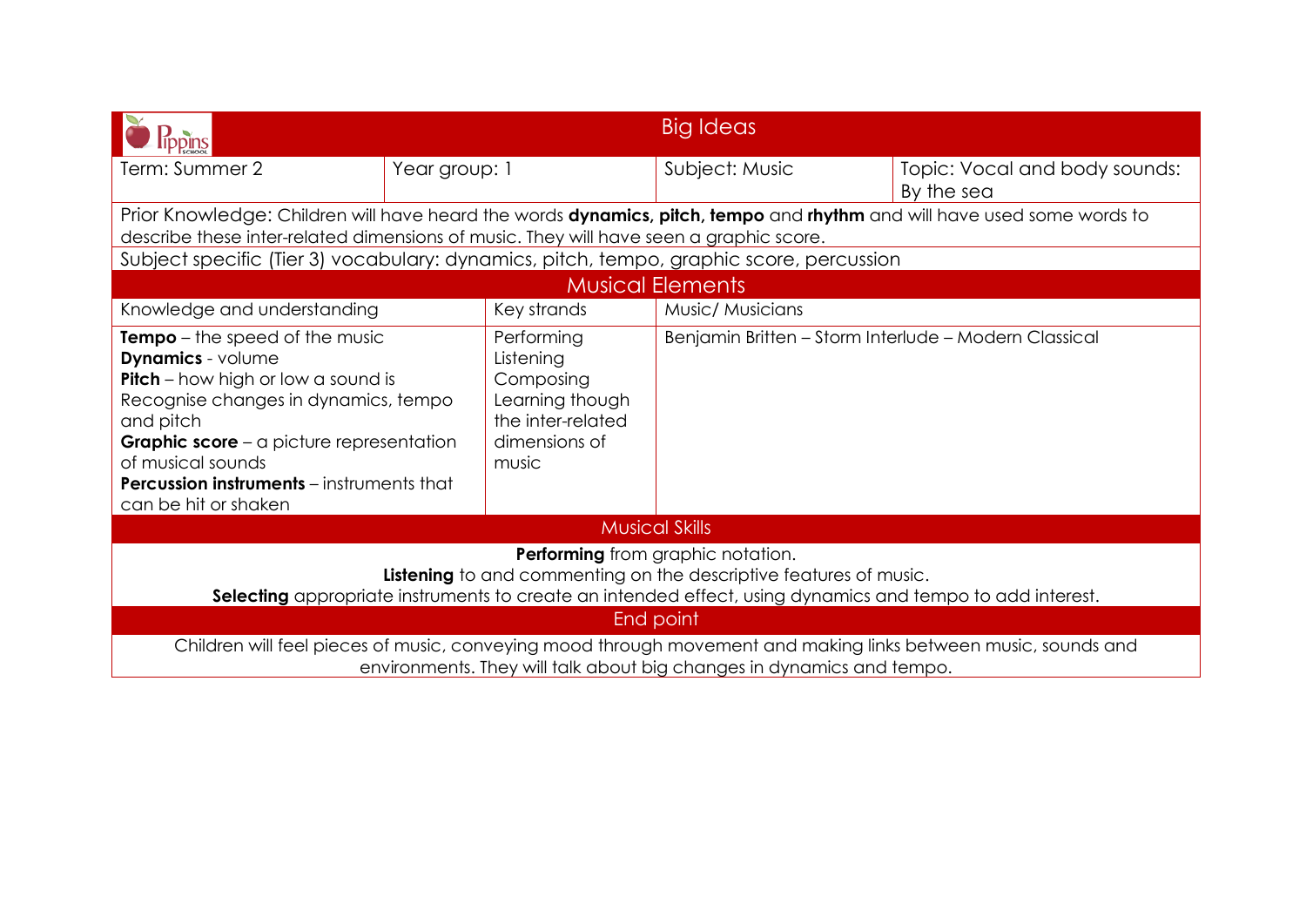| Big Ideas | | | |
|---|---|---|---|
| Term: Summer 2 | Year group: 1 | Subject: Music | Topic: Vocal and body sounds: By the sea |
| Prior Knowledge: Children will have heard the words **dynamics, pitch, tempo** and **rhythm** and will have used some words to describe these inter-related dimensions of music. They will have seen a graphic score. | | | |
| Subject specific (Tier 3) vocabulary: dynamics, pitch, tempo, graphic score, percussion | | | |

## Musical Elements

| Knowledge and understanding | Key strands | Music/ Musicians |
|---|---|---|
| **Tempo** – the speed of the music<br>**Dynamics** - volume<br>**Pitch** – how high or low a sound is<br>Recognise changes in dynamics, tempo and pitch<br>**Graphic score** – a picture representation of musical sounds<br>**Percussion instruments** – instruments that can be hit or shaken | Performing<br>Listening<br>Composing<br>Learning though the inter-related dimensions of music | Benjamin Britten – Storm Interlude – Modern Classical |

## Musical Skills

**Performing** from graphic notation.
**Listening** to and commenting on the descriptive features of music.
**Selecting** appropriate instruments to create an intended effect, using dynamics and tempo to add interest.

## End point

Children will feel pieces of music, conveying mood through movement and making links between music, sounds and environments. They will talk about big changes in dynamics and tempo.